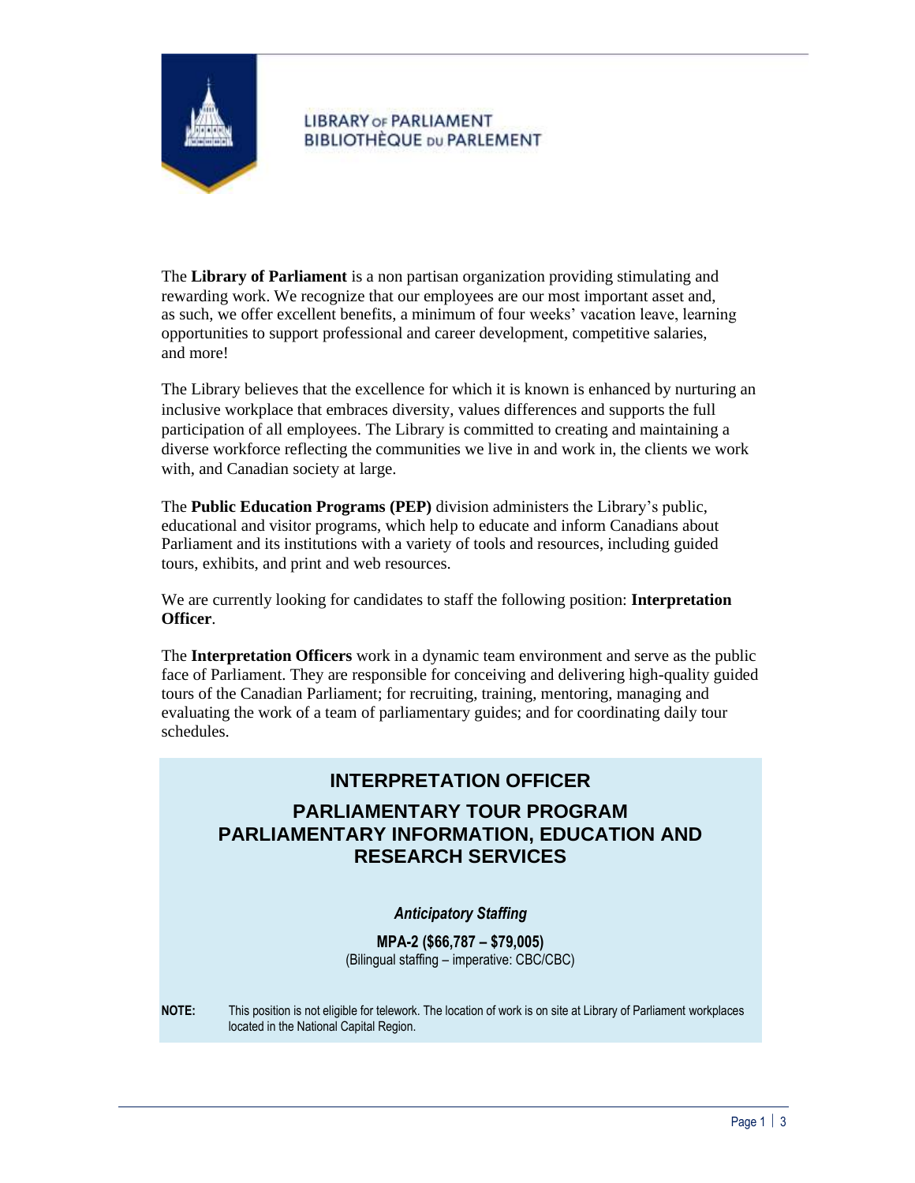LIBRARY OF PARLIAMENT
BIBLIOTHÈQUE DU PARLEMENT

The **Library of Parliament** is a non partisan organization providing stimulating and rewarding work. We recognize that our employees are our most important asset and, as such, we offer excellent benefits, a minimum of four weeks' vacation leave, learning opportunities to support professional and career development, competitive salaries, and more!

The Library believes that the excellence for which it is known is enhanced by nurturing an inclusive workplace that embraces diversity, values differences and supports the full participation of all employees. The Library is committed to creating and maintaining a diverse workforce reflecting the communities we live in and work in, the clients we work with, and Canadian society at large.

The **Public Education Programs (PEP)** division administers the Library's public, educational and visitor programs, which help to educate and inform Canadians about Parliament and its institutions with a variety of tools and resources, including guided tours, exhibits, and print and web resources.

We are currently looking for candidates to staff the following position: **Interpretation Officer**.

The **Interpretation Officers** work in a dynamic team environment and serve as the public face of Parliament. They are responsible for conceiving and delivering high-quality guided tours of the Canadian Parliament; for recruiting, training, mentoring, managing and evaluating the work of a team of parliamentary guides; and for coordinating daily tour schedules.

# INTERPRETATION OFFICER

## PARLIAMENTARY TOUR PROGRAM
## PARLIAMENTARY INFORMATION, EDUCATION AND RESEARCH SERVICES

***Anticipatory Staffing***

**MPA-2 ($66,787 – $79,005)**
(Bilingual staffing – imperative: CBC/CBC)

**NOTE:** This position is not eligible for telework. The location of work is on site at Library of Parliament workplaces located in the National Capital Region.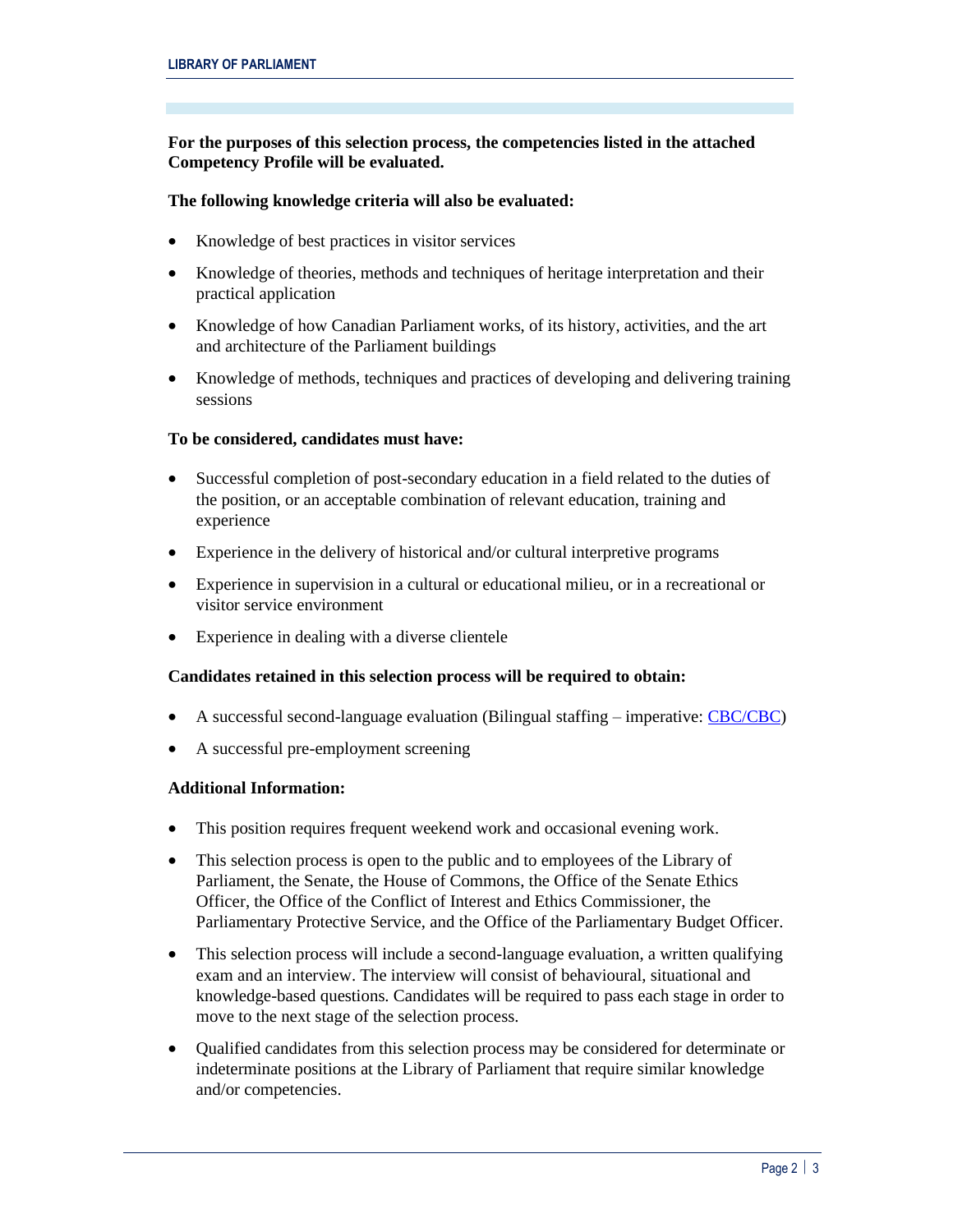**For the purposes of this selection process, the competencies listed in the attached Competency Profile will be evaluated.**

**The following knowledge criteria will also be evaluated:**

- Knowledge of best practices in visitor services
- Knowledge of theories, methods and techniques of heritage interpretation and their practical application
- Knowledge of how Canadian Parliament works, of its history, activities, and the art and architecture of the Parliament buildings
- Knowledge of methods, techniques and practices of developing and delivering training sessions

**To be considered, candidates must have:**

- Successful completion of post-secondary education in a field related to the duties of the position, or an acceptable combination of relevant education, training and experience
- Experience in the delivery of historical and/or cultural interpretive programs
- Experience in supervision in a cultural or educational milieu, or in a recreational or visitor service environment
- Experience in dealing with a diverse clientele

**Candidates retained in this selection process will be required to obtain:**

- A successful second-language evaluation (Bilingual staffing – imperative: CBC/CBC)
- A successful pre-employment screening

**Additional Information:**

- This position requires frequent weekend work and occasional evening work.
- This selection process is open to the public and to employees of the Library of Parliament, the Senate, the House of Commons, the Office of the Senate Ethics Officer, the Office of the Conflict of Interest and Ethics Commissioner, the Parliamentary Protective Service, and the Office of the Parliamentary Budget Officer.
- This selection process will include a second-language evaluation, a written qualifying exam and an interview. The interview will consist of behavioural, situational and knowledge-based questions. Candidates will be required to pass each stage in order to move to the next stage of the selection process.
- Qualified candidates from this selection process may be considered for determinate or indeterminate positions at the Library of Parliament that require similar knowledge and/or competencies.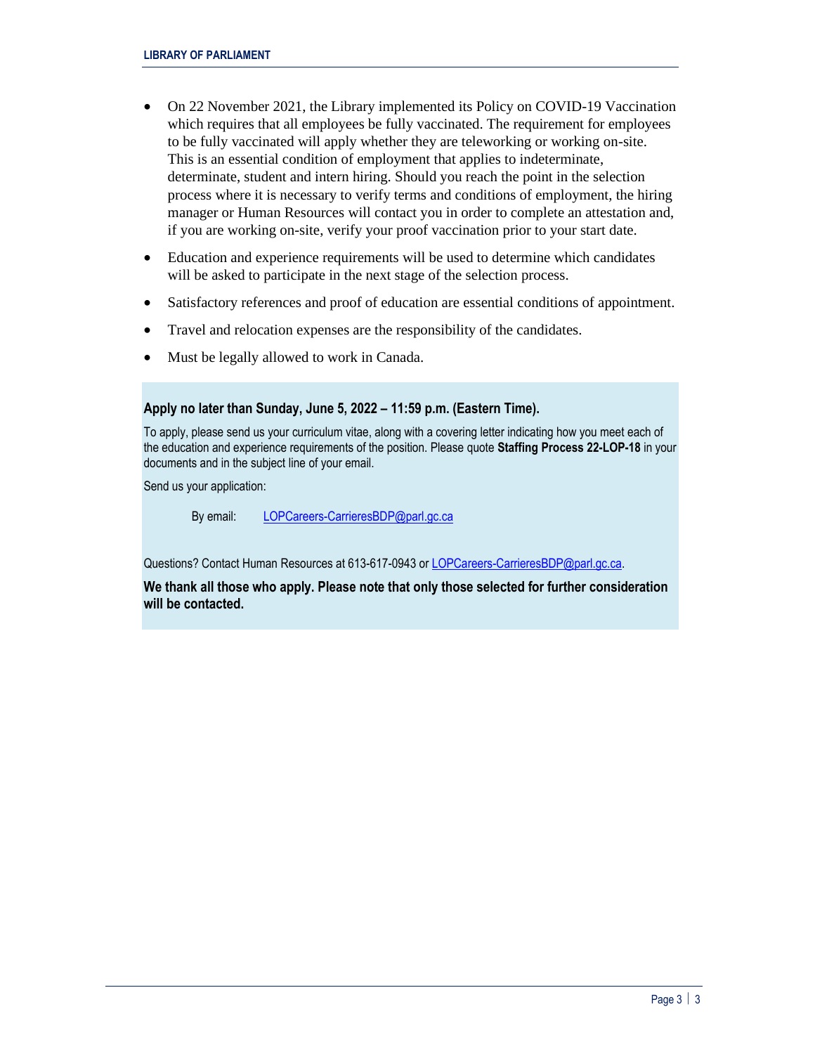- On 22 November 2021, the Library implemented its Policy on COVID-19 Vaccination which requires that all employees be fully vaccinated. The requirement for employees to be fully vaccinated will apply whether they are teleworking or working on-site. This is an essential condition of employment that applies to indeterminate, determinate, student and intern hiring. Should you reach the point in the selection process where it is necessary to verify terms and conditions of employment, the hiring manager or Human Resources will contact you in order to complete an attestation and, if you are working on-site, verify your proof vaccination prior to your start date.
- Education and experience requirements will be used to determine which candidates will be asked to participate in the next stage of the selection process.
- Satisfactory references and proof of education are essential conditions of appointment.
- Travel and relocation expenses are the responsibility of the candidates.
- Must be legally allowed to work in Canada.

**Apply no later than Sunday, June 5, 2022 – 11:59 p.m. (Eastern Time).**

To apply, please send us your curriculum vitae, along with a covering letter indicating how you meet each of the education and experience requirements of the position. Please quote **Staffing Process 22-LOP-18** in your documents and in the subject line of your email.

Send us your application:

By email: LOPCareers-CarrieresBDP@parl.gc.ca

Questions? Contact Human Resources at 613-617-0943 or LOPCareers-CarrieresBDP@parl.gc.ca.

**We thank all those who apply. Please note that only those selected for further consideration will be contacted.**